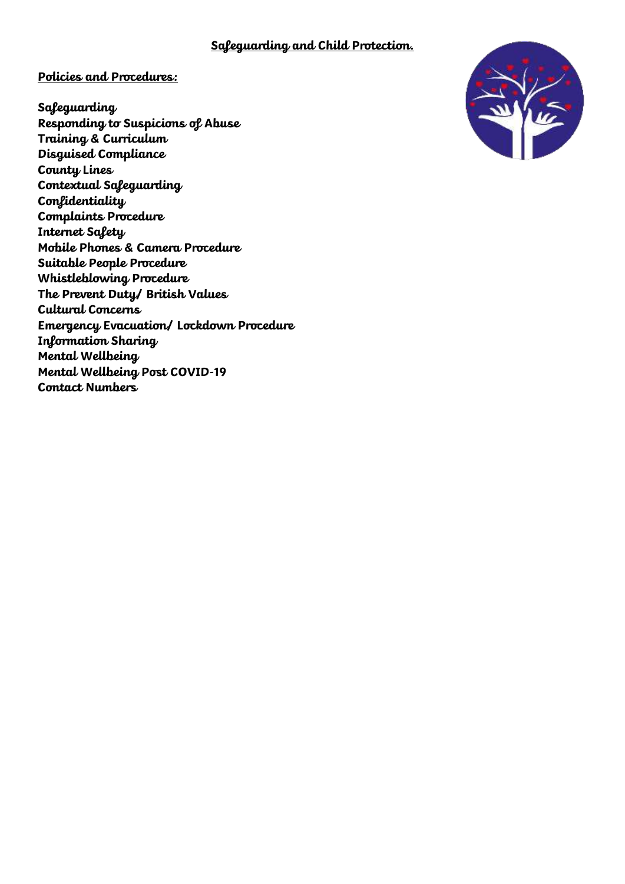# Safeguarding and Child Protection.

## Policies and Procedures:

**Safeguarding**
**Responding to Suspicions of Abuse**
**Training & Curriculum**
**Disguised Compliance**
**County Lines**
**Contextual Safeguarding**
**Confidentiality**
**Complaints Procedure**
**Internet Safety**
**Mobile Phones & Camera Procedure**
**Suitable People Procedure**
**Whistleblowing Procedure**
**The Prevent Duty/ British Values**
**Cultural Concerns**
**Emergency Evacuation/ Lockdown Procedure**
**Information Sharing**
**Mental Wellbeing**
**Mental Wellbeing Post COVID-19**
**Contact Numbers**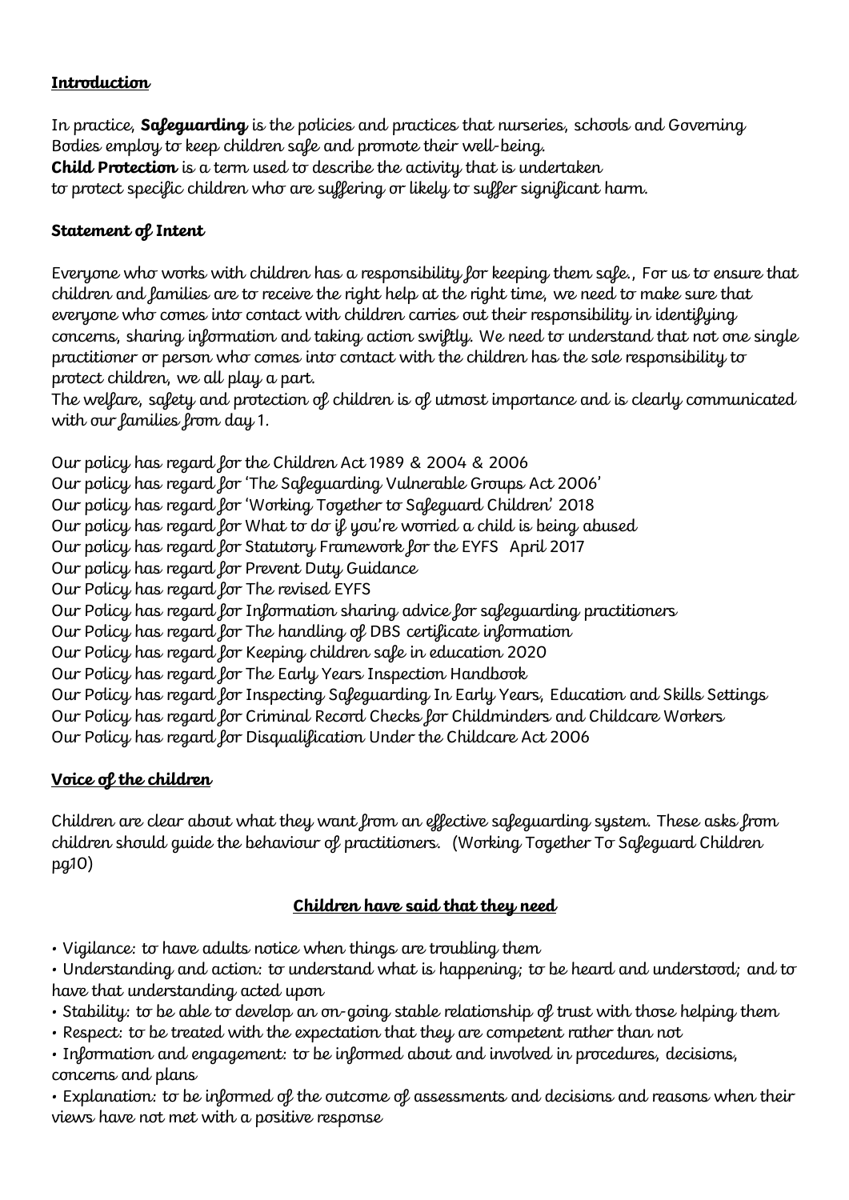**Introduction**

In practice, **Safeguarding** is the policies and practices that nurseries, schools and Governing Bodies employ to keep children safe and promote their well-being.
**Child Protection** is a term used to describe the activity that is undertaken to protect specific children who are suffering or likely to suffer significant harm.

**Statement of Intent**

Everyone who works with children has a responsibility for keeping them safe., For us to ensure that children and families are to receive the right help at the right time, we need to make sure that everyone who comes into contact with children carries out their responsibility in identifying concerns, sharing information and taking action swiftly. We need to understand that not one single practitioner or person who comes into contact with the children has the sole responsibility to protect children, we all play a part.
The welfare, safety and protection of children is of utmost importance and is clearly communicated with our families from day 1.

Our policy has regard for the Children Act 1989 & 2004 & 2006
Our policy has regard for 'The Safeguarding Vulnerable Groups Act 2006'
Our policy has regard for 'Working Together to Safeguard Children' 2018
Our policy has regard for What to do if you're worried a child is being abused
Our policy has regard for Statutory Framework for the EYFS April 2017
Our policy has regard for Prevent Duty Guidance
Our Policy has regard for The revised EYFS
Our Policy has regard for Information sharing advice for safeguarding practitioners
Our Policy has regard for The handling of DBS certificate information
Our Policy has regard for Keeping children safe in education 2020
Our Policy has regard for The Early Years Inspection Handbook
Our Policy has regard for Inspecting Safeguarding In Early Years, Education and Skills Settings
Our Policy has regard for Criminal Record Checks for Childminders and Childcare Workers
Our Policy has regard for Disqualification Under the Childcare Act 2006

**Voice of the children**

Children are clear about what they want from an effective safeguarding system. These asks from children should guide the behaviour of practitioners. (Working Together To Safeguard Children pg10)

**Children have said that they need**

- Vigilance: to have adults notice when things are troubling them
- Understanding and action: to understand what is happening; to be heard and understood; and to have that understanding acted upon
- Stability: to be able to develop an on-going stable relationship of trust with those helping them
- Respect: to be treated with the expectation that they are competent rather than not
- Information and engagement: to be informed about and involved in procedures, decisions, concerns and plans
- Explanation: to be informed of the outcome of assessments and decisions and reasons when their views have not met with a positive response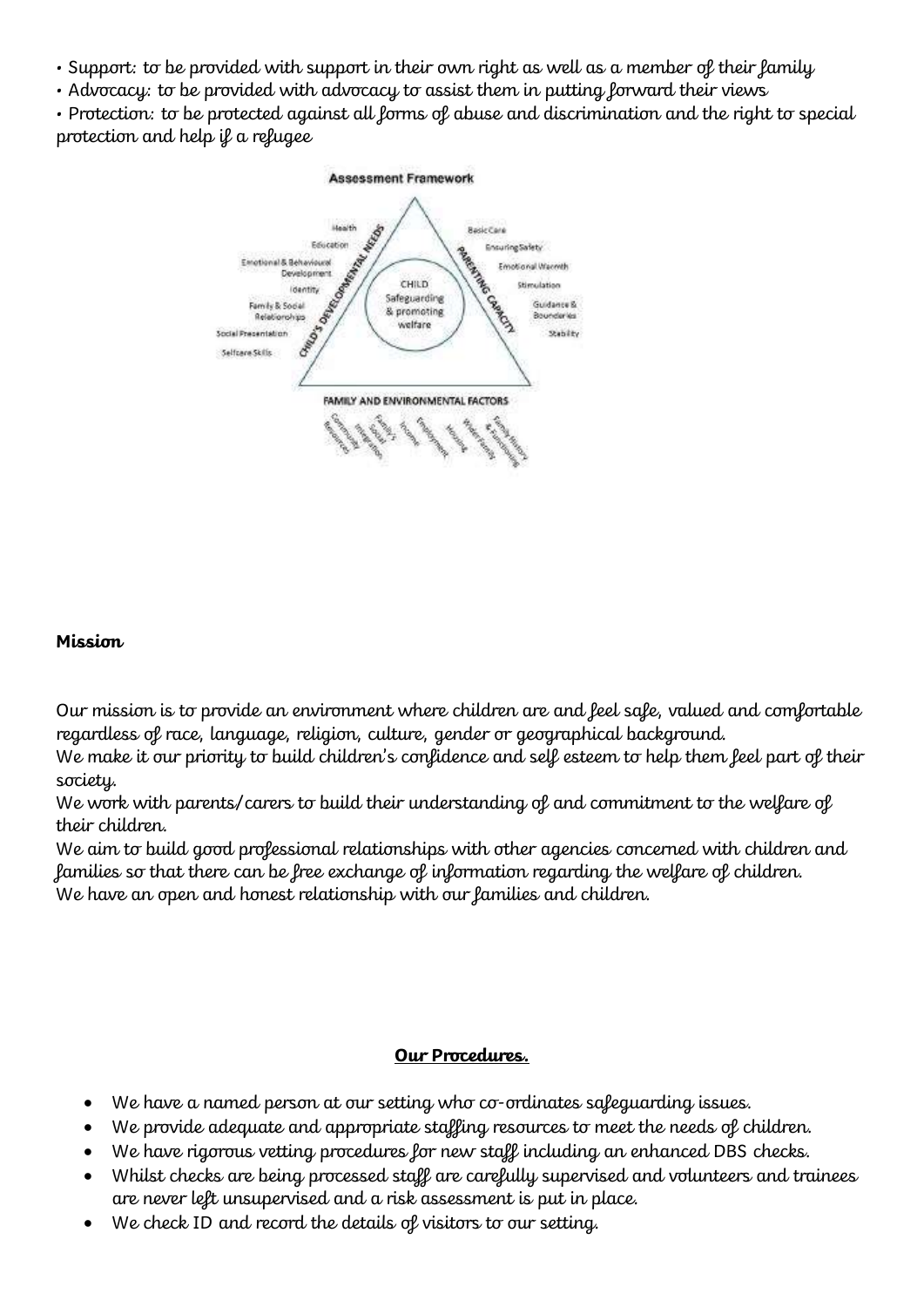- Support: to be provided with support in their own right as well as a member of their family
- Advocacy: to be provided with advocacy to assist them in putting forward their views
- Protection: to be protected against all forms of abuse and discrimination and the right to special protection and help if a refugee

**Assessment Framework**

CHILD
Safeguarding & promoting welfare

CHILD'S DEVELOPMENTAL NEEDS: Health, Education, Emotional & Behavioural Development, Identity, Family & Social Relationships, Social Presentation, Selfcare Skills

PARENTING CAPACITY: Basic Care, Ensuring Safety, Emotional Warmth, Stimulation, Guidance & Boundaries, Stability

FAMILY AND ENVIRONMENTAL FACTORS: Community Resources, Family's Social Integration, Income, Employment, Housing, Wider Family, Family History & Functioning

**Mission**

Our mission is to provide an environment where children are and feel safe, valued and comfortable regardless of race, language, religion, culture, gender or geographical background.
We make it our priority to build children's confidence and self esteem to help them feel part of their society.
We work with parents/carers to build their understanding of and commitment to the welfare of their children.
We aim to build good professional relationships with other agencies concerned with children and families so that there can be free exchange of information regarding the welfare of children.
We have an open and honest relationship with our families and children.

**Our Procedures.**

- We have a named person at our setting who co-ordinates safeguarding issues.
- We provide adequate and appropriate staffing resources to meet the needs of children.
- We have rigorous vetting procedures for new staff including an enhanced DBS checks.
- Whilst checks are being processed staff are carefully supervised and volunteers and trainees are never left unsupervised and a risk assessment is put in place.
- We check ID and record the details of visitors to our setting.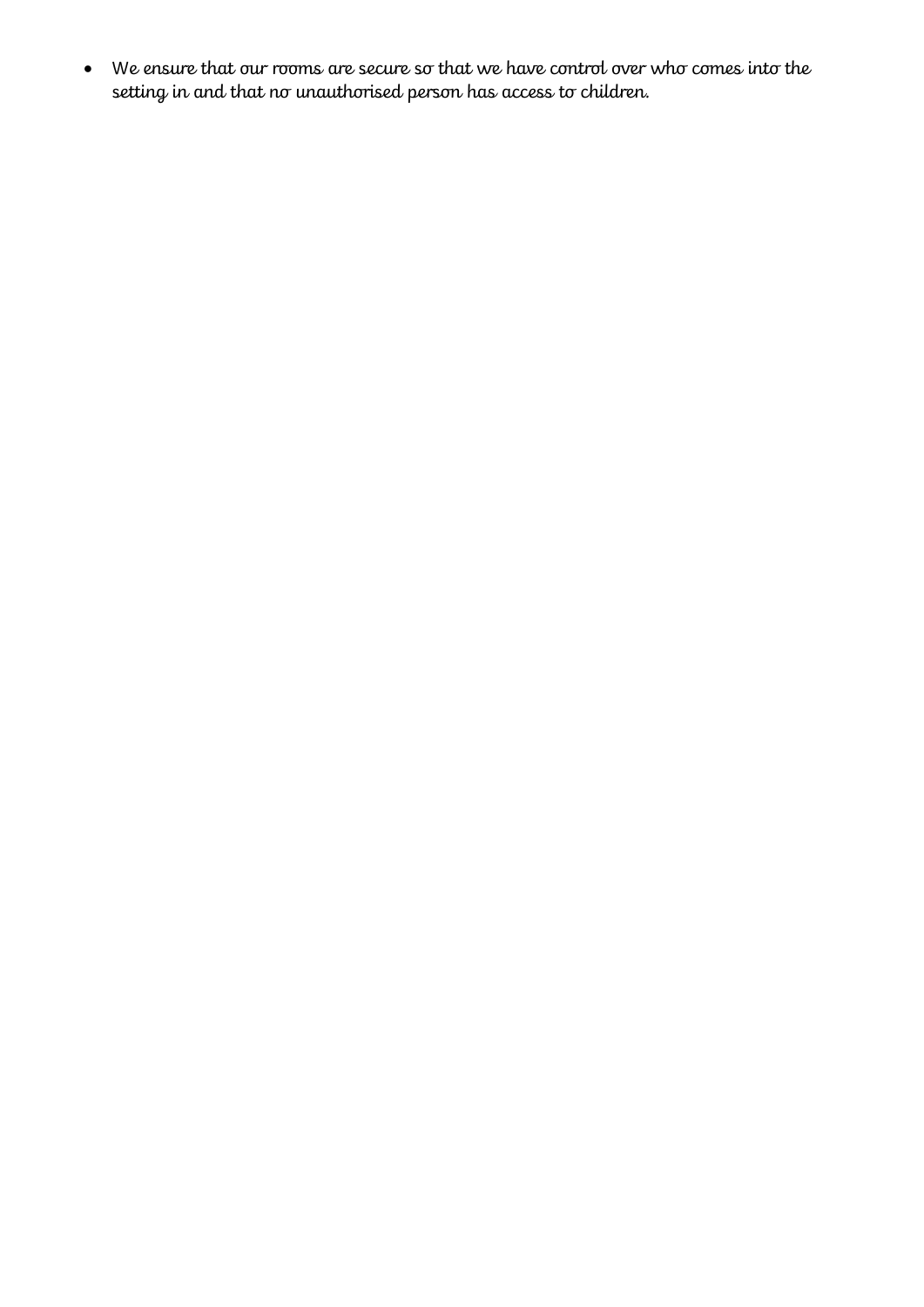- We ensure that our rooms are secure so that we have control over who comes into the setting in and that no unauthorised person has access to children.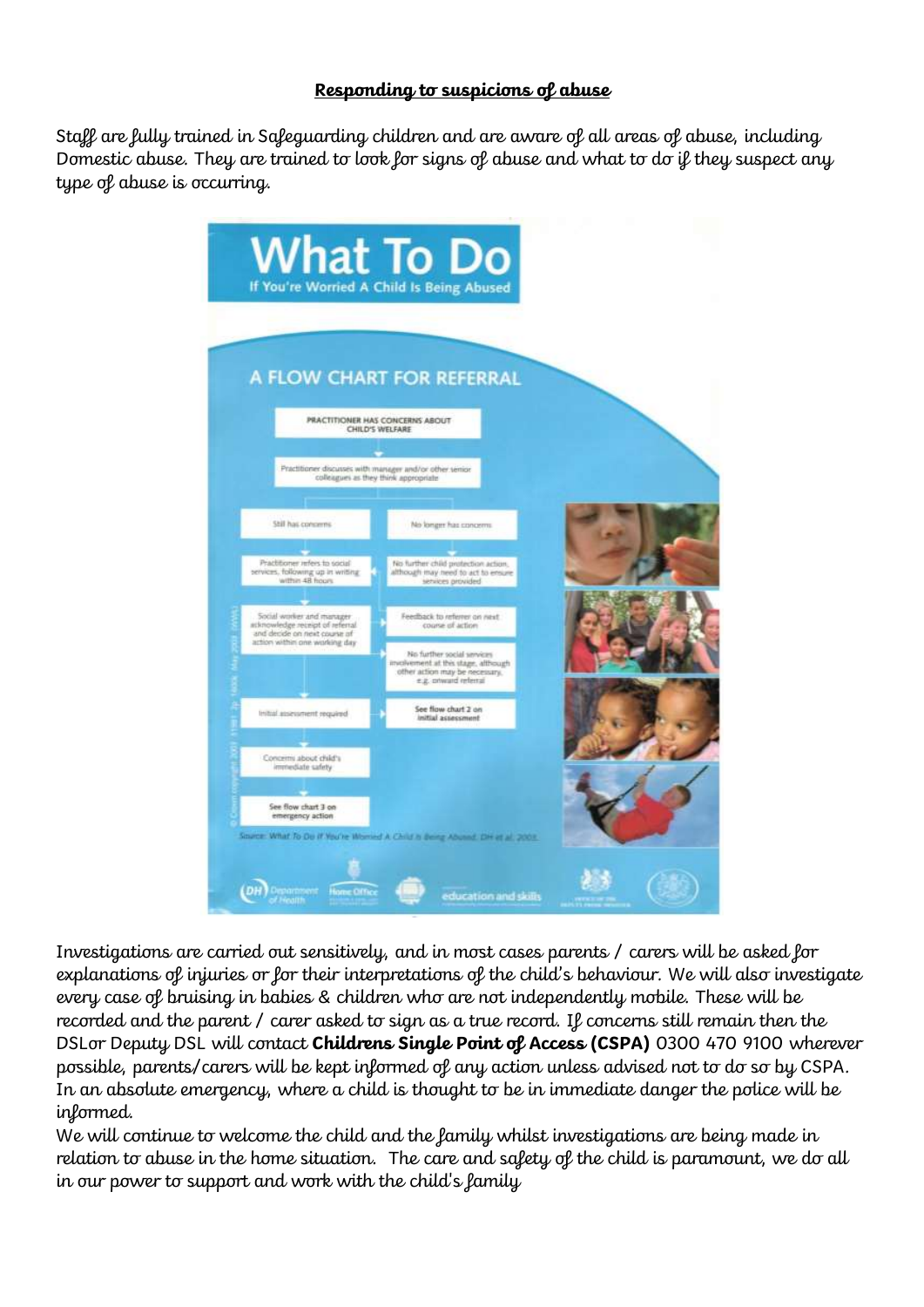**Responding to suspicions of abuse**

Staff are fully trained in Safeguarding children and are aware of all areas of abuse, including Domestic abuse. They are trained to look for signs of abuse and what to do if they suspect any type of abuse is occurring.

# What To Do

**If You're Worried A Child Is Being Abused**

## A FLOW CHART FOR REFERRAL

- PRACTITIONER HAS CONCERNS ABOUT CHILD'S WELFARE
- Practitioner discusses with manager and/or other senior colleagues as they think appropriate
  - Still has concerns
    - Practitioner refers to social services, following up in writing within 48 hours
    - Social worker and manager acknowledge receipt of referral and decide on next course of action within one working day
    - Initial assessment required → See flow chart 2 on initial assessment
    - Concerns about child's immediate safety
    - See flow chart 3 on emergency action
  - No longer has concerns
    - No further child protection action, although may need to act to ensure services provided
    - Feedback to referrer on next course of action
    - No further social services involvement at this stage, although other action may be necessary, e.g. onward referral

Source: What To Do If You're Worried A Child Is Being Abused, DH et al. 2003

Investigations are carried out sensitively, and in most cases parents / carers will be asked for explanations of injuries or for their interpretations of the child's behaviour. We will also investigate every case of bruising in babies & children who are not independently mobile. These will be recorded and the parent / carer asked to sign as a true record. If concerns still remain then the DSLor Deputy DSL will contact **Childrens Single Point of Access (CSPA)** 0300 470 9100 wherever possible, parents/carers will be kept informed of any action unless advised not to do so by CSPA. In an absolute emergency, where a child is thought to be in immediate danger the police will be informed.

We will continue to welcome the child and the family whilst investigations are being made in relation to abuse in the home situation. The care and safety of the child is paramount, we do all in our power to support and work with the child's family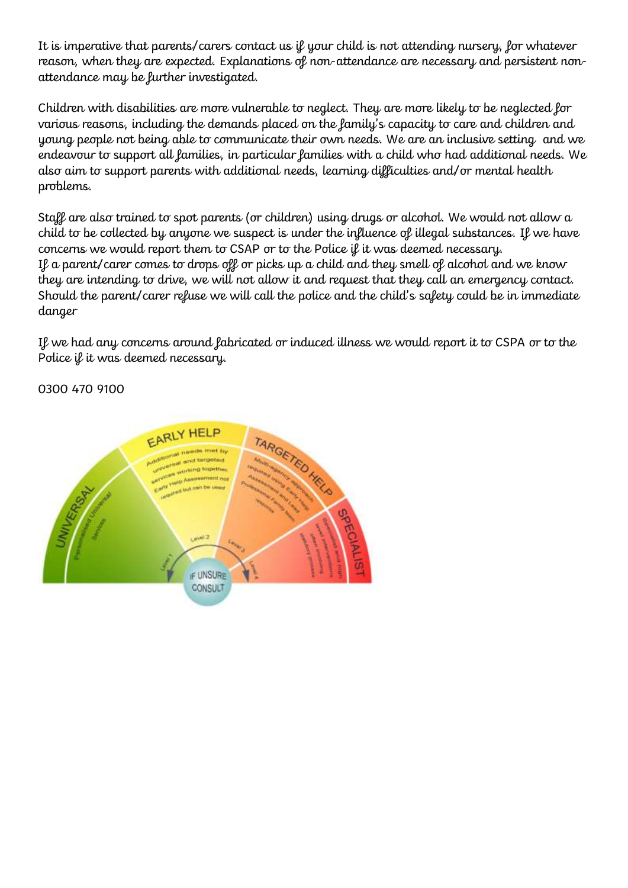It is imperative that parents/carers contact us if your child is not attending nursery, for whatever reason, when they are expected. Explanations of non-attendance are necessary and persistent non-attendance may be further investigated.

Children with disabilities are more vulnerable to neglect. They are more likely to be neglected for various reasons, including the demands placed on the family's capacity to care and children and young people not being able to communicate their own needs. We are an inclusive setting and we endeavour to support all families, in particular families with a child who had additional needs. We also aim to support parents with additional needs, learning difficulties and/or mental health problems.

Staff are also trained to spot parents (or children) using drugs or alcohol. We would not allow a child to be collected by anyone we suspect is under the influence of illegal substances. If we have concerns we would report them to CSAP or to the Police if it was deemed necessary.
If a parent/carer comes to drops off or picks up a child and they smell of alcohol and we know they are intending to drive, we will not allow it and request that they call an emergency contact. Should the parent/carer refuse we will call the police and the child's safety could be in immediate danger

If we had any concerns around fabricated or induced illness we would report it to CSPA or to the Police if it was deemed necessary.

0300 470 9100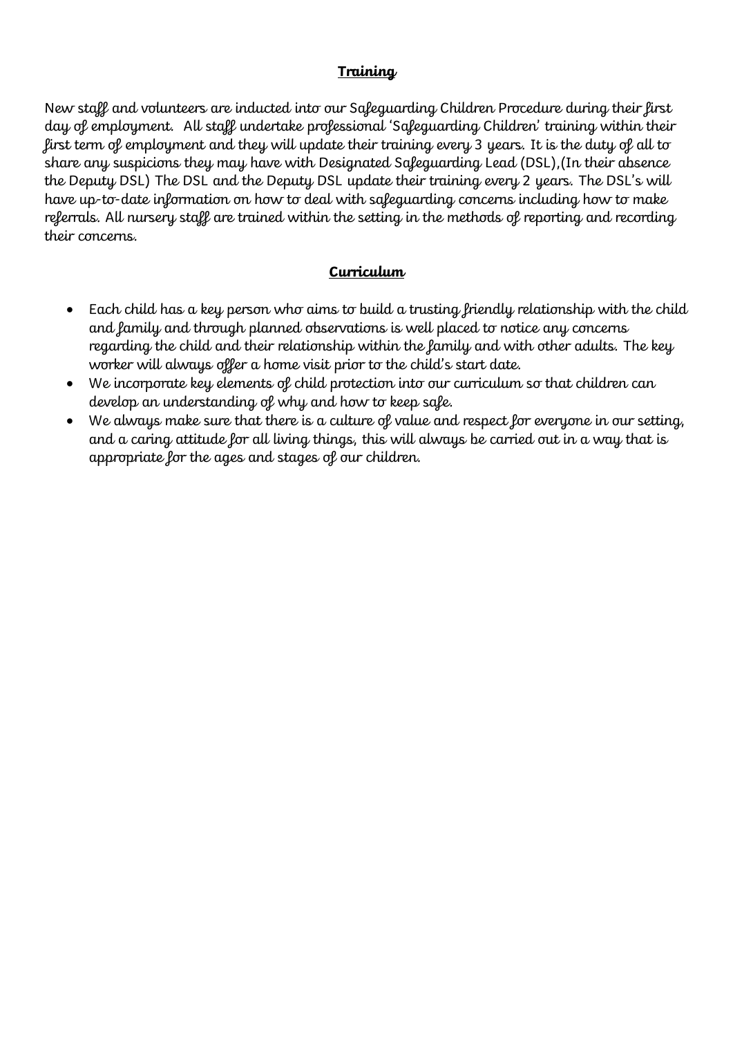## **Training**

New staff and volunteers are inducted into our Safeguarding Children Procedure during their first day of employment. All staff undertake professional 'Safeguarding Children' training within their first term of employment and they will update their training every 3 years. It is the duty of all to share any suspicions they may have with Designated Safeguarding Lead (DSL),(In their absence the Deputy DSL) The DSL and the Deputy DSL update their training every 2 years. The DSL's will have up-to-date information on how to deal with safeguarding concerns including how to make referrals. All nursery staff are trained within the setting in the methods of reporting and recording their concerns.

## **Curriculum**

- Each child has a key person who aims to build a trusting friendly relationship with the child and family and through planned observations is well placed to notice any concerns regarding the child and their relationship within the family and with other adults. The key worker will always offer a home visit prior to the child's start date.
- We incorporate key elements of child protection into our curriculum so that children can develop an understanding of why and how to keep safe.
- We always make sure that there is a culture of value and respect for everyone in our setting, and a caring attitude for all living things, this will always be carried out in a way that is appropriate for the ages and stages of our children.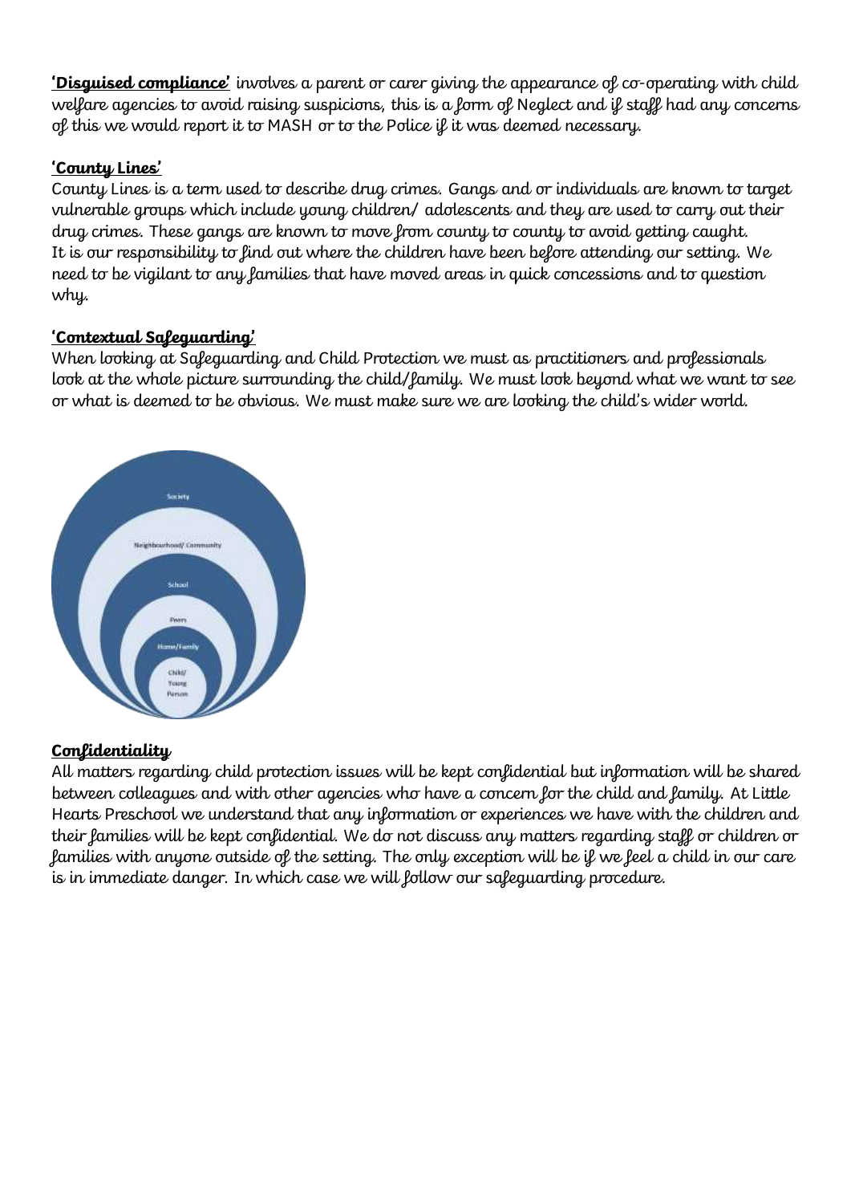**'Disguised compliance'** involves a parent or carer giving the appearance of co-operating with child welfare agencies to avoid raising suspicions, this is a form of Neglect and if staff had any concerns of this we would report it to MASH or to the Police if it was deemed necessary.

**'County Lines'**

County Lines is a term used to describe drug crimes. Gangs and or individuals are known to target vulnerable groups which include young children/ adolescents and they are used to carry out their drug crimes. These gangs are known to move from county to county to avoid getting caught. It is our responsibility to find out where the children have been before attending our setting. We need to be vigilant to any families that have moved areas in quick concessions and to question why.

**'Contextual Safeguarding'**

When looking at Safeguarding and Child Protection we must as practitioners and professionals look at the whole picture surrounding the child/family. We must look beyond what we want to see or what is deemed to be obvious. We must make sure we are looking the child's wider world.

Society

Neighbourhood/ Community

School

Peers

Home/Family

Child/ Young Person

**Confidentiality**

All matters regarding child protection issues will be kept confidential but information will be shared between colleagues and with other agencies who have a concern for the child and family. At Little Hearts Preschool we understand that any information or experiences we have with the children and their families will be kept confidential. We do not discuss any matters regarding staff or children or families with anyone outside of the setting. The only exception will be if we feel a child in our care is in immediate danger. In which case we will follow our safeguarding procedure.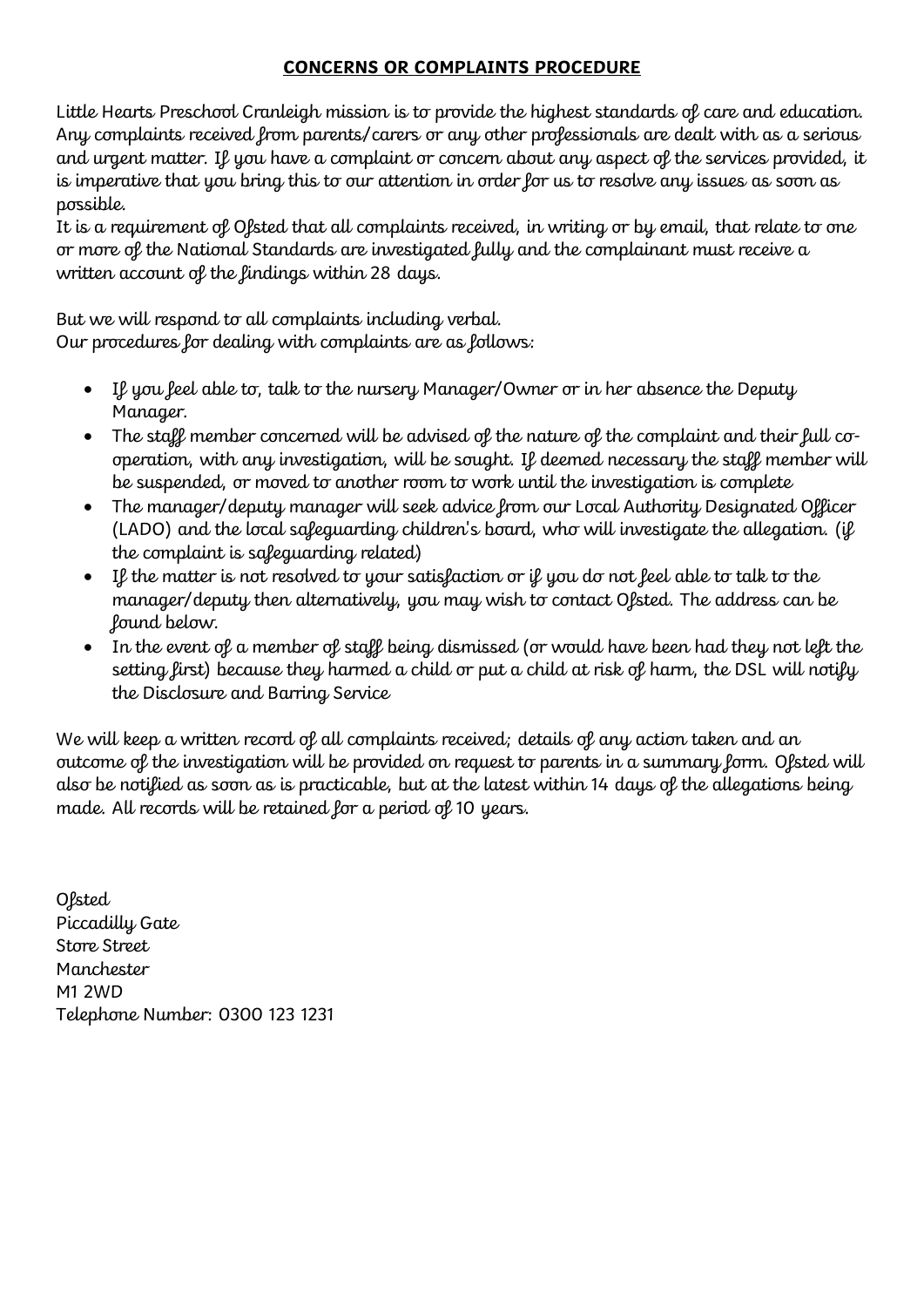## CONCERNS OR COMPLAINTS PROCEDURE

Little Hearts Preschool Cranleigh mission is to provide the highest standards of care and education. Any complaints received from parents/carers or any other professionals are dealt with as a serious and urgent matter. If you have a complaint or concern about any aspect of the services provided, it is imperative that you bring this to our attention in order for us to resolve any issues as soon as possible.

It is a requirement of Ofsted that all complaints received, in writing or by email, that relate to one or more of the National Standards are investigated fully and the complainant must receive a written account of the findings within 28 days.

But we will respond to all complaints including verbal.

Our procedures for dealing with complaints are as follows:

- If you feel able to, talk to the nursery Manager/Owner or in her absence the Deputy Manager.
- The staff member concerned will be advised of the nature of the complaint and their full co-operation, with any investigation, will be sought. If deemed necessary the staff member will be suspended, or moved to another room to work until the investigation is complete
- The manager/deputy manager will seek advice from our Local Authority Designated Officer (LADO) and the local safeguarding children's board, who will investigate the allegation. (if the complaint is safeguarding related)
- If the matter is not resolved to your satisfaction or if you do not feel able to talk to the manager/deputy then alternatively, you may wish to contact Ofsted. The address can be found below.
- In the event of a member of staff being dismissed (or would have been had they not left the setting first) because they harmed a child or put a child at risk of harm, the DSL will notify the Disclosure and Barring Service

We will keep a written record of all complaints received; details of any action taken and an outcome of the investigation will be provided on request to parents in a summary form. Ofsted will also be notified as soon as is practicable, but at the latest within 14 days of the allegations being made. All records will be retained for a period of 10 years.

Ofsted
Piccadilly Gate
Store Street
Manchester
M1 2WD
Telephone Number: 0300 123 1231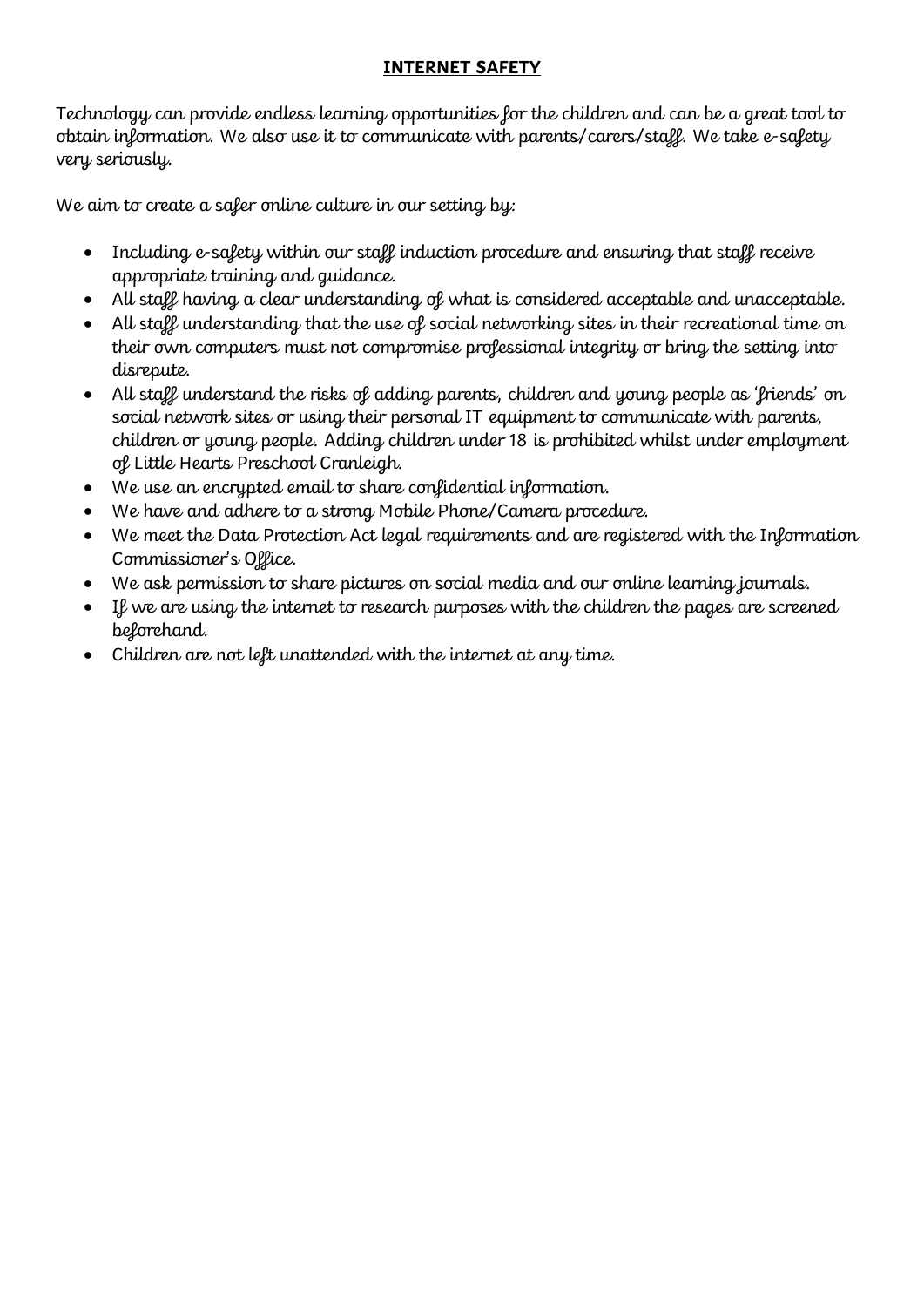## INTERNET SAFETY

Technology can provide endless learning opportunities for the children and can be a great tool to obtain information. We also use it to communicate with parents/carers/staff. We take e-safety very seriously.

We aim to create a safer online culture in our setting by:

- Including e-safety within our staff induction procedure and ensuring that staff receive appropriate training and guidance.
- All staff having a clear understanding of what is considered acceptable and unacceptable.
- All staff understanding that the use of social networking sites in their recreational time on their own computers must not compromise professional integrity or bring the setting into disrepute.
- All staff understand the risks of adding parents, children and young people as 'friends' on social network sites or using their personal IT equipment to communicate with parents, children or young people. Adding children under 18 is prohibited whilst under employment of Little Hearts Preschool Cranleigh.
- We use an encrypted email to share confidential information.
- We have and adhere to a strong Mobile Phone/Camera procedure.
- We meet the Data Protection Act legal requirements and are registered with the Information Commissioner's Office.
- We ask permission to share pictures on social media and our online learning journals.
- If we are using the internet to research purposes with the children the pages are screened beforehand.
- Children are not left unattended with the internet at any time.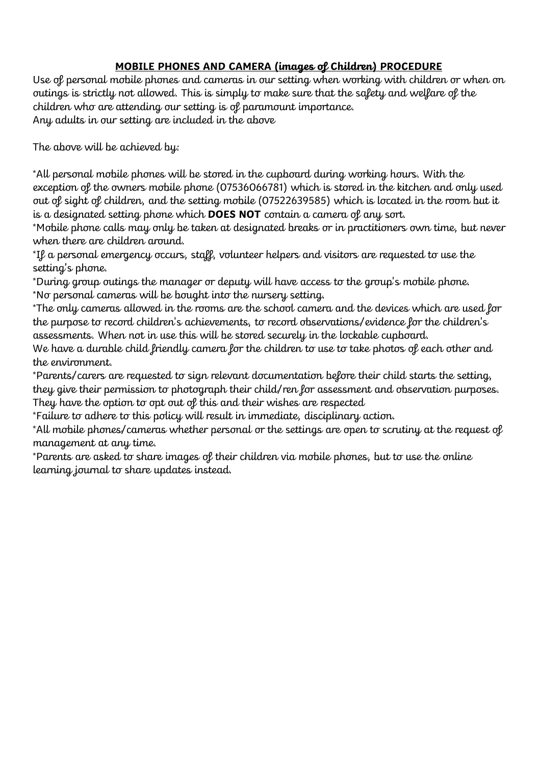## **MOBILE PHONES AND CAMERA (*images of Children*) PROCEDURE**

Use of personal mobile phones and cameras in our setting when working with children or when on outings is strictly not allowed. This is simply to make sure that the safety and welfare of the children who are attending our setting is of paramount importance.
Any adults in our setting are included in the above

The above will be achieved by:

*All personal mobile phones will be stored in the cupboard during working hours. With the exception of the owners mobile phone (07536066781) which is stored in the kitchen and only used out of sight of children, and the setting mobile (07522639585) which is located in the room but it is a designated setting phone which **DOES NOT** contain a camera of any sort.
*Mobile phone calls may only be taken at designated breaks or in practitioners own time, but never when there are children around.
*If a personal emergency occurs, staff, volunteer helpers and visitors are requested to use the setting's phone.
*During group outings the manager or deputy will have access to the group's mobile phone.
*No personal cameras will be bought into the nursery setting.
*The only cameras allowed in the rooms are the school camera and the devices which are used for the purpose to record children's achievements, to record observations/evidence for the children's assessments. When not in use this will be stored securely in the lockable cupboard.
We have a durable child friendly camera for the children to use to take photos of each other and the environment.
*Parents/carers are requested to sign relevant documentation before their child starts the setting, they give their permission to photograph their child/ren for assessment and observation purposes. They have the option to opt out of this and their wishes are respected
*Failure to adhere to this policy will result in immediate, disciplinary action.
*All mobile phones/cameras whether personal or the settings are open to scrutiny at the request of management at any time.
*Parents are asked to share images of their children via mobile phones, but to use the online learning journal to share updates instead.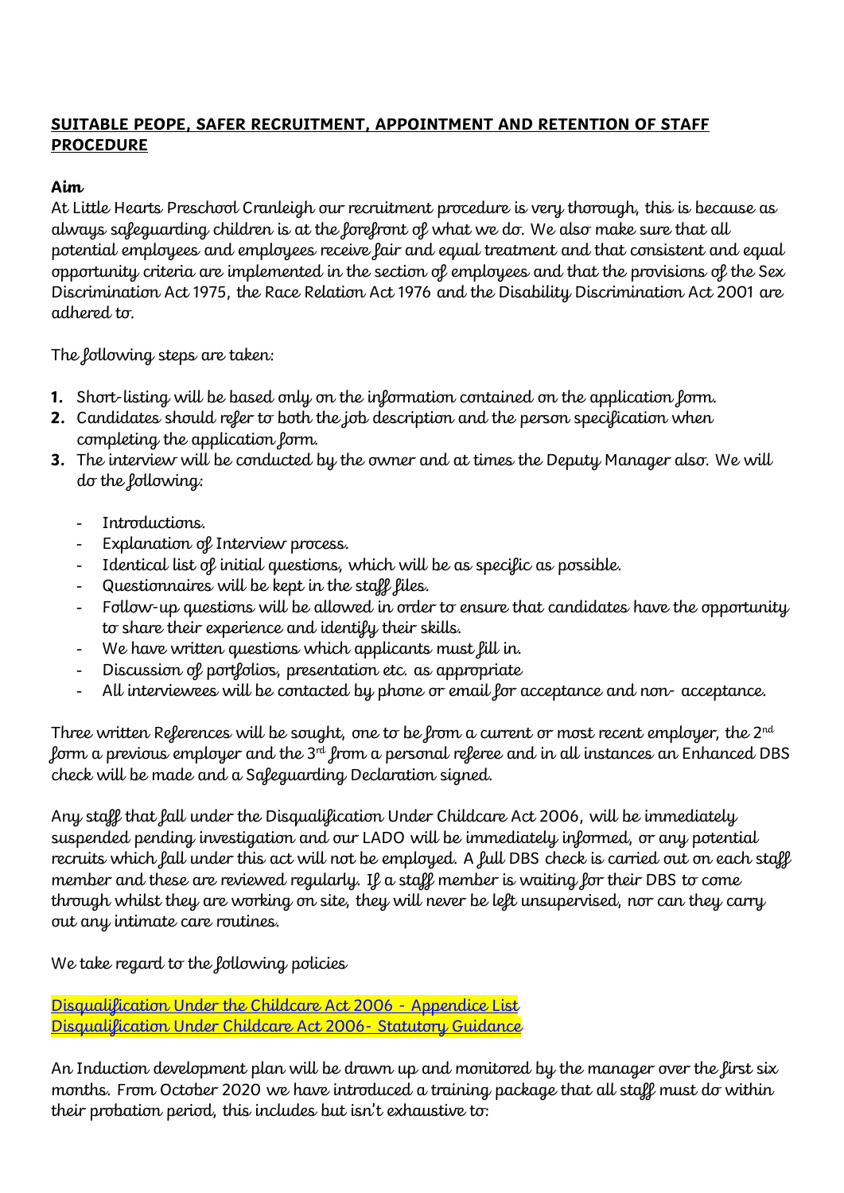**SUITABLE PEOPE, SAFER RECRUITMENT, APPOINTMENT AND RETENTION OF STAFF PROCEDURE**

**Aim**

At Little Hearts Preschool Cranleigh our recruitment procedure is very thorough, this is because as always safeguarding children is at the forefront of what we do. We also make sure that all potential employees and employees receive fair and equal treatment and that consistent and equal opportunity criteria are implemented in the section of employees and that the provisions of the Sex Discrimination Act 1975, the Race Relation Act 1976 and the Disability Discrimination Act 2001 are adhered to.

The following steps are taken:

1. Short-listing will be based only on the information contained on the application form.
2. Candidates should refer to both the job description and the person specification when completing the application form.
3. The interview will be conducted by the owner and at times the Deputy Manager also. We will do the following:

   - Introductions.
   - Explanation of Interview process.
   - Identical list of initial questions, which will be as specific as possible.
   - Questionnaires will be kept in the staff files.
   - Follow-up questions will be allowed in order to ensure that candidates have the opportunity to share their experience and identify their skills.
   - We have written questions which applicants must fill in.
   - Discussion of portfolios, presentation etc. as appropriate
   - All interviewees will be contacted by phone or email for acceptance and non- acceptance.

Three written References will be sought, one to be from a current or most recent employer, the 2nd form a previous employer and the 3rd from a personal referee and in all instances an Enhanced DBS check will be made and a Safeguarding Declaration signed.

Any staff that fall under the Disqualification Under Childcare Act 2006, will be immediately suspended pending investigation and our LADO will be immediately informed, or any potential recruits which fall under this act will not be employed. A full DBS check is carried out on each staff member and these are reviewed regularly. If a staff member is waiting for their DBS to come through whilst they are working on site, they will never be left unsupervised, nor can they carry out any intimate care routines.

We take regard to the following policies

Disqualification Under the Childcare Act 2006 - Appendice List
Disqualification Under Childcare Act 2006- Statutory Guidance

An Induction development plan will be drawn up and monitored by the manager over the first six months. From October 2020 we have introduced a training package that all staff must do within their probation period, this includes but isn't exhaustive to: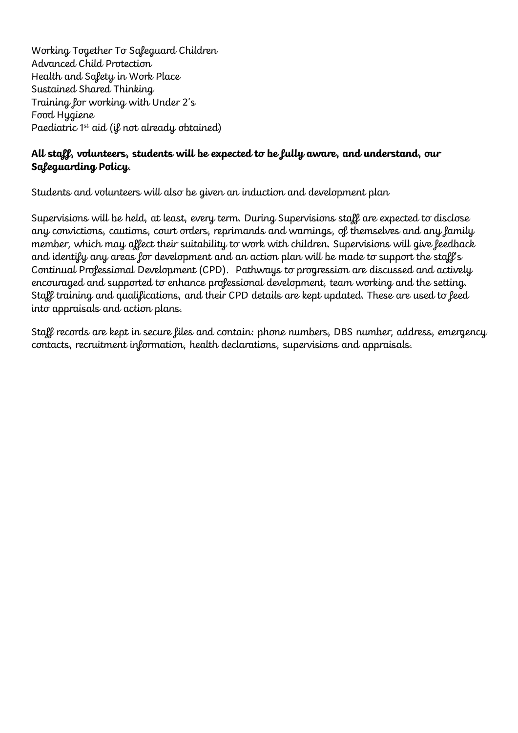Working Together To Safeguard Children
Advanced Child Protection
Health and Safety in Work Place
Sustained Shared Thinking
Training for working with Under 2's
Food Hygiene
Paediatric 1st aid (if not already obtained)

**All staff, volunteers, students will be expected to be fully aware, and understand, our Safeguarding Policy**.

Students and volunteers will also be given an induction and development plan

Supervisions will be held, at least, every term. During Supervisions staff are expected to disclose any convictions, cautions, court orders, reprimands and warnings, of themselves and any family member, which may affect their suitability to work with children. Supervisions will give feedback and identify any areas for development and an action plan will be made to support the staff's Continual Professional Development (CPD). Pathways to progression are discussed and actively encouraged and supported to enhance professional development, team working and the setting. Staff training and qualifications, and their CPD details are kept updated. These are used to feed into appraisals and action plans.

Staff records are kept in secure files and contain: phone numbers, DBS number, address, emergency contacts, recruitment information, health declarations, supervisions and appraisals.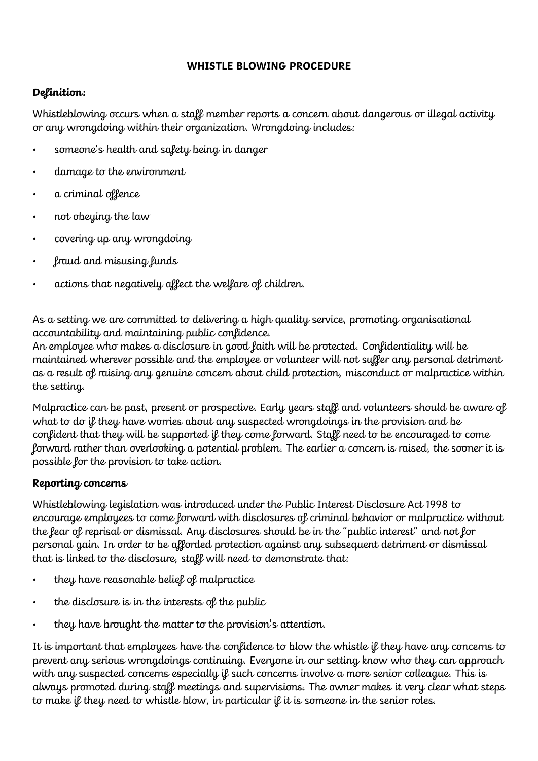## WHISTLE BLOWING PROCEDURE

**Definition:**

Whistleblowing occurs when a staff member reports a concern about dangerous or illegal activity or any wrongdoing within their organization. Wrongdoing includes:

- someone's health and safety being in danger
- damage to the environment
- a criminal offence
- not obeying the law
- covering up any wrongdoing
- fraud and misusing funds
- actions that negatively affect the welfare of children.

As a setting we are committed to delivering a high quality service, promoting organisational accountability and maintaining public confidence.
An employee who makes a disclosure in good faith will be protected. Confidentiality will be maintained wherever possible and the employee or volunteer will not suffer any personal detriment as a result of raising any genuine concern about child protection, misconduct or malpractice within the setting.

Malpractice can be past, present or prospective. Early years staff and volunteers should be aware of what to do if they have worries about any suspected wrongdoings in the provision and be confident that they will be supported if they come forward. Staff need to be encouraged to come forward rather than overlooking a potential problem. The earlier a concern is raised, the sooner it is possible for the provision to take action.

**Reporting concerns**

Whistleblowing legislation was introduced under the Public Interest Disclosure Act 1998 to encourage employees to come forward with disclosures of criminal behavior or malpractice without the fear of reprisal or dismissal. Any disclosures should be in the "public interest" and not for personal gain. In order to be afforded protection against any subsequent detriment or dismissal that is linked to the disclosure, staff will need to demonstrate that:

- they have reasonable belief of malpractice
- the disclosure is in the interests of the public
- they have brought the matter to the provision's attention.

It is important that employees have the confidence to blow the whistle if they have any concerns to prevent any serious wrongdoings continuing. Everyone in our setting know who they can approach with any suspected concerns especially if such concerns involve a more senior colleague. This is always promoted during staff meetings and supervisions. The owner makes it very clear what steps to make if they need to whistle blow, in particular if it is someone in the senior roles.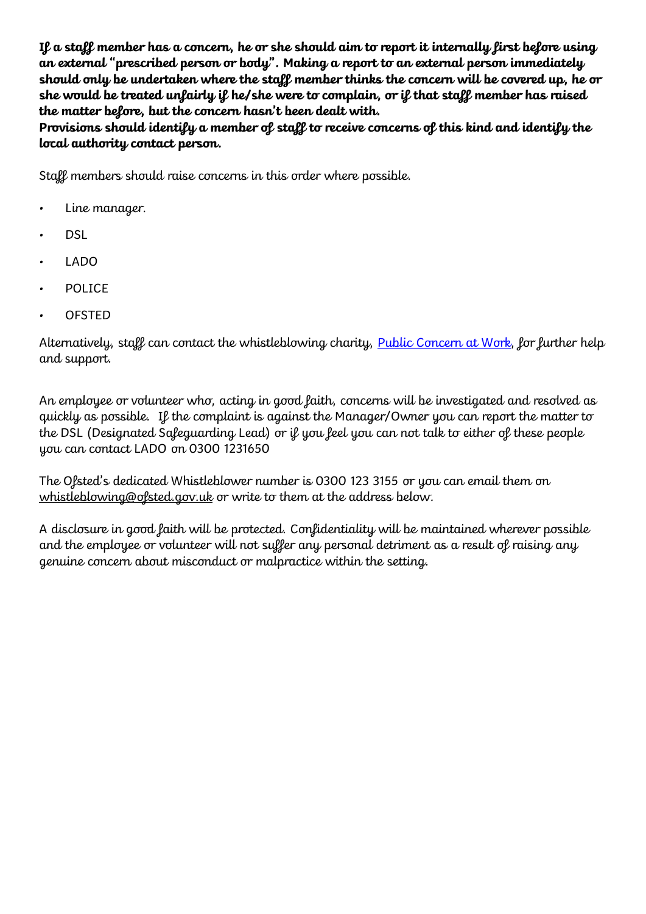**If a staff member has a concern, he or she should aim to report it internally first before using an external "prescribed person or body". Making a report to an external person immediately should only be undertaken where the staff member thinks the concern will be covered up, he or she would be treated unfairly if he/she were to complain, or if that staff member has raised the matter before, but the concern hasn't been dealt with.**
**Provisions should identify a member of staff to receive concerns of this kind and identify the local authority contact person.**

Staff members should raise concerns in this order where possible.

- Line manager.
- DSL
- LADO
- POLICE
- OFSTED

Alternatively, staff can contact the whistleblowing charity, Public Concern at Work, for further help and support.

An employee or volunteer who, acting in good faith, concerns will be investigated and resolved as quickly as possible. If the complaint is against the Manager/Owner you can report the matter to the DSL (Designated Safeguarding Lead) or if you feel you can not talk to either of these people you can contact LADO on 0300 1231650

The Ofsted's dedicated Whistleblower number is 0300 123 3155 or you can email them on whistleblowing@ofsted.gov.uk or write to them at the address below.

A disclosure in good faith will be protected. Confidentiality will be maintained wherever possible and the employee or volunteer will not suffer any personal detriment as a result of raising any genuine concern about misconduct or malpractice within the setting.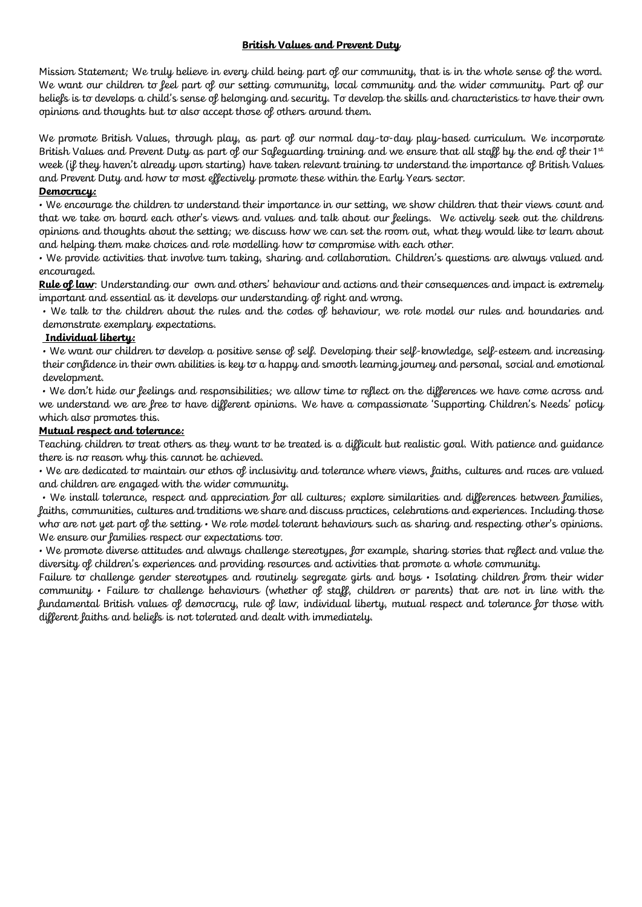**British Values and Prevent Duty**

Mission Statement; We truly believe in every child being part of our community, that is in the whole sense of the word. We want our children to feel part of our setting community, local community and the wider community. Part of our beliefs is to develops a child's sense of belonging and security. To develop the skills and characteristics to have their own opinions and thoughts but to also accept those of others around them.

We promote British Values, through play, as part of our normal day-to-day play-based curriculum. We incorporate British Values and Prevent Duty as part of our Safeguarding training and we ensure that all staff by the end of their 1st week (if they haven't already upon starting) have taken relevant training to understand the importance of British Values and Prevent Duty and how to most effectively promote these within the Early Years sector.

**Democracy:**

• We encourage the children to understand their importance in our setting, we show children that their views count and that we take on board each other's views and values and talk about our feelings. We actively seek out the childrens opinions and thoughts about the setting; we discuss how we can set the room out, what they would like to learn about and helping them make choices and role modelling how to compromise with each other.

• We provide activities that involve turn taking, sharing and collaboration. Children's questions are always valued and encouraged.

**Rule of law**: Understanding our own and others' behaviour and actions and their consequences and impact is extremely important and essential as it develops our understanding of right and wrong.

• We talk to the children about the rules and the codes of behaviour, we role model our rules and boundaries and demonstrate exemplary expectations.

**Individual liberty:**

• We want our children to develop a positive sense of self. Developing their self-knowledge, self-esteem and increasing their confidence in their own abilities is key to a happy and smooth learning journey and personal, social and emotional development.

• We don't hide our feelings and responsibilities; we allow time to reflect on the differences we have come across and we understand we are free to have different opinions. We have a compassionate 'Supporting Children's Needs' policy which also promotes this.

**Mutual respect and tolerance:**

Teaching children to treat others as they want to be treated is a difficult but realistic goal. With patience and guidance there is no reason why this cannot be achieved.

• We are dedicated to maintain our ethos of inclusivity and tolerance where views, faiths, cultures and races are valued and children are engaged with the wider community.

• We install tolerance, respect and appreciation for all cultures; explore similarities and differences between families, faiths, communities, cultures and traditions we share and discuss practices, celebrations and experiences. Including those who are not yet part of the setting • We role model tolerant behaviours such as sharing and respecting other's opinions. We ensure our families respect our expectations too.

• We promote diverse attitudes and always challenge stereotypes, for example, sharing stories that reflect and value the diversity of children's experiences and providing resources and activities that promote a whole community.

Failure to challenge gender stereotypes and routinely segregate girls and boys • Isolating children from their wider community • Failure to challenge behaviours (whether of staff, children or parents) that are not in line with the fundamental British values of democracy, rule of law, individual liberty, mutual respect and tolerance for those with different faiths and beliefs is not tolerated and dealt with immediately.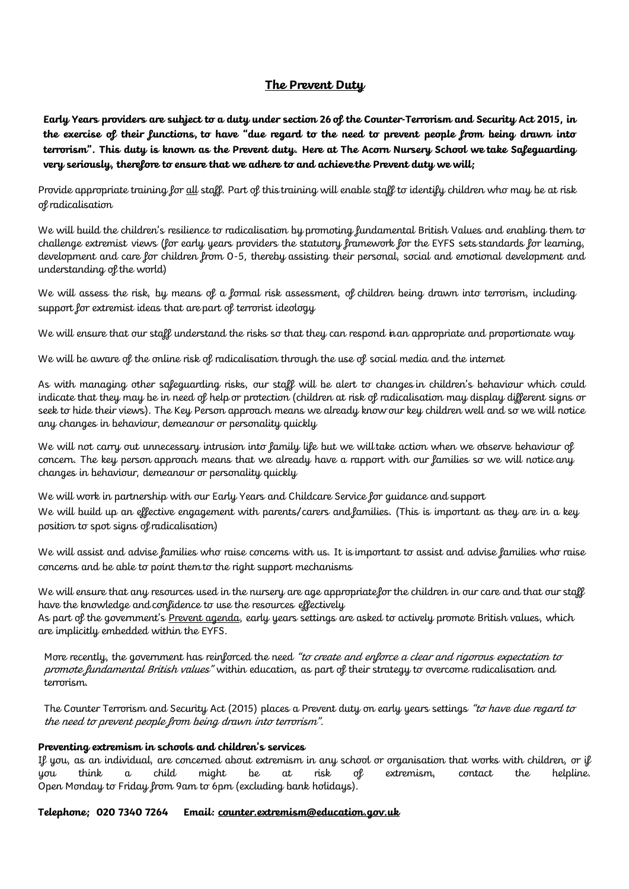## <u>The Prevent Duty</u>

**Early Years providers are subject to a duty under section 26 of the Counter-Terrorism and Security Act 2015, in the exercise of their functions, to have "due regard to the need to prevent people from being drawn into terrorism". This duty is known as the Prevent duty. Here at The Acorn Nursery School we take Safeguarding very seriously, therefore to ensure that we adhere to and achieve the Prevent duty we will;**

Provide appropriate training for <u>all</u> staff. Part of this training will enable staff to identify children who may be at risk of radicalisation

We will build the children's resilience to radicalisation by promoting fundamental British Values and enabling them to challenge extremist views (for early years providers the statutory framework for the EYFS sets standards for learning, development and care for children from 0-5, thereby assisting their personal, social and emotional development and understanding of the world)

We will assess the risk, by means of a formal risk assessment, of children being drawn into terrorism, including support for extremist ideas that are part of terrorist ideology

We will ensure that our staff understand the risks so that they can respond in an appropriate and proportionate way

We will be aware of the online risk of radicalisation through the use of social media and the internet

As with managing other safeguarding risks, our staff will be alert to changes in children's behaviour which could indicate that they may be in need of help or protection (children at risk of radicalisation may display different signs or seek to hide their views). The Key Person approach means we already know our key children well and so we will notice any changes in behaviour, demeanour or personality quickly

We will not carry out unnecessary intrusion into family life but we will take action when we observe behaviour of concern. The key person approach means that we already have a rapport with our families so we will notice any changes in behaviour, demeanour or personality quickly

We will work in partnership with our Early Years and Childcare Service for guidance and support

We will build up an effective engagement with parents/carers and families. (This is important as they are in a key position to spot signs of radicalisation)

We will assist and advise families who raise concerns with us. It is important to assist and advise families who raise concerns and be able to point them to the right support mechanisms

We will ensure that any resources used in the nursery are age appropriate for the children in our care and that our staff have the knowledge and confidence to use the resources effectively

As part of the government's <u>Prevent agenda</u>, early years settings are asked to actively promote British values, which are implicitly embedded within the EYFS.

More recently, the government has reinforced the need *"to create and enforce a clear and rigorous expectation to promote fundamental British values"* within education, as part of their strategy to overcome radicalisation and terrorism.

The Counter Terrorism and Security Act (2015) places a Prevent duty on early years settings *"to have due regard to the need to prevent people from being drawn into terrorism"*.

**Preventing extremism in schools and children's services**

If you, as an individual, are concerned about extremism in any school or organisation that works with children, or if you think a child might be at risk of extremism, contact the helpline. Open Monday to Friday from 9am to 6pm (excluding bank holidays).

**Telephone; 020 7340 7264 Email: <u>counter.extremism@education.gov.uk</u>**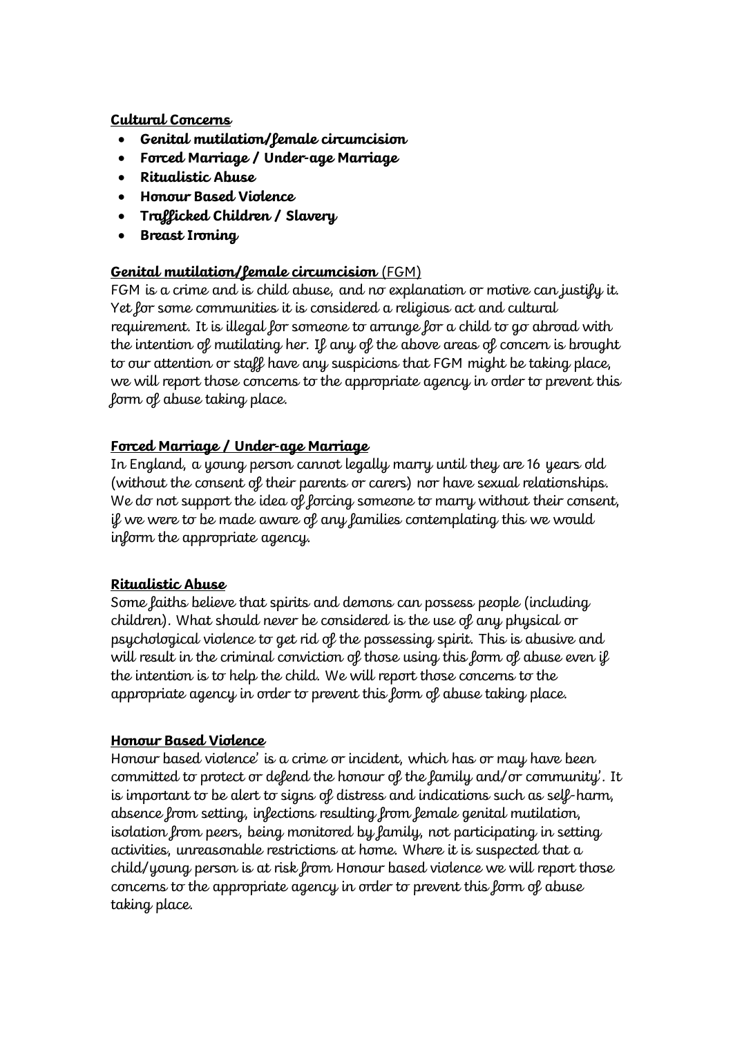**Cultural Concerns**

- **Genital mutilation/female circumcision**
- **Forced Marriage / Under-age Marriage**
- **Ritualistic Abuse**
- **Honour Based Violence**
- **Trafficked Children / Slavery**
- **Breast Ironing**

**Genital mutilation/female circumcision** (FGM)

FGM is a crime and is child abuse, and no explanation or motive can justify it. Yet for some communities it is considered a religious act and cultural requirement. It is illegal for someone to arrange for a child to go abroad with the intention of mutilating her. If any of the above areas of concern is brought to our attention or staff have any suspicions that FGM might be taking place, we will report those concerns to the appropriate agency in order to prevent this form of abuse taking place.

**Forced Marriage / Under-age Marriage**

In England, a young person cannot legally marry until they are 16 years old (without the consent of their parents or carers) nor have sexual relationships. We do not support the idea of forcing someone to marry without their consent, if we were to be made aware of any families contemplating this we would inform the appropriate agency.

**Ritualistic Abuse**

Some faiths believe that spirits and demons can possess people (including children). What should never be considered is the use of any physical or psychological violence to get rid of the possessing spirit. This is abusive and will result in the criminal conviction of those using this form of abuse even if the intention is to help the child. We will report those concerns to the appropriate agency in order to prevent this form of abuse taking place.

**Honour Based Violence**

Honour based violence' is a crime or incident, which has or may have been committed to protect or defend the honour of the family and/or community'. It is important to be alert to signs of distress and indications such as self-harm, absence from setting, infections resulting from female genital mutilation, isolation from peers, being monitored by family, not participating in setting activities, unreasonable restrictions at home. Where it is suspected that a child/young person is at risk from Honour based violence we will report those concerns to the appropriate agency in order to prevent this form of abuse taking place.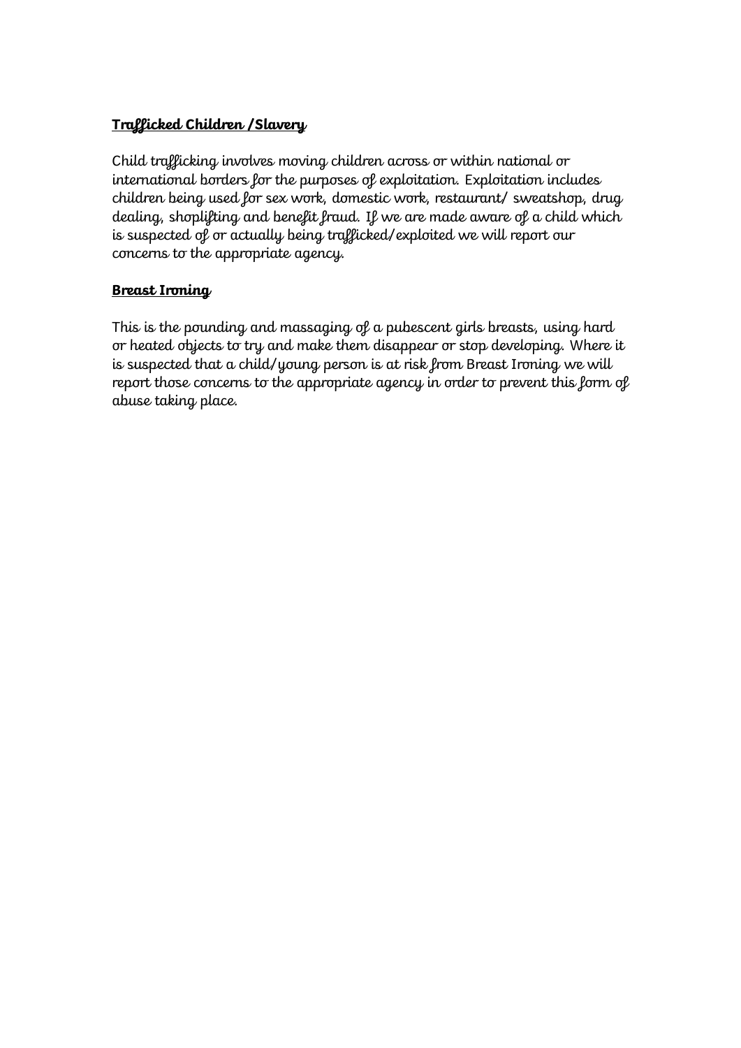**Trafficked Children /Slavery**

Child trafficking involves moving children across or within national or international borders for the purposes of exploitation. Exploitation includes children being used for sex work, domestic work, restaurant/ sweatshop, drug dealing, shoplifting and benefit fraud. If we are made aware of a child which is suspected of or actually being trafficked/exploited we will report our concerns to the appropriate agency.

**Breast Ironing**

This is the pounding and massaging of a pubescent girls breasts, using hard or heated objects to try and make them disappear or stop developing. Where it is suspected that a child/young person is at risk from Breast Ironing we will report those concerns to the appropriate agency in order to prevent this form of abuse taking place.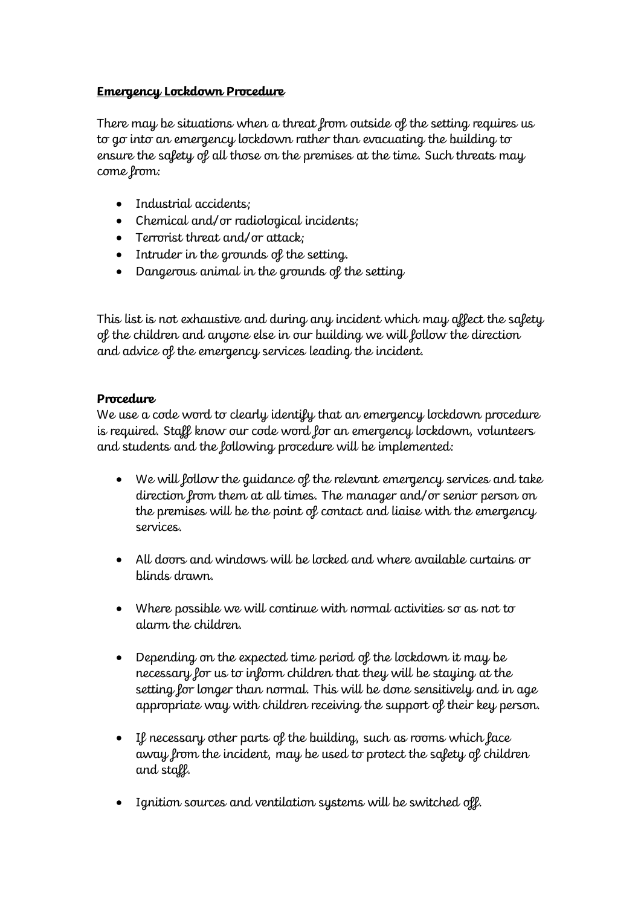**Emergency Lockdown Procedure**

There may be situations when a threat from outside of the setting requires us to go into an emergency lockdown rather than evacuating the building to ensure the safety of all those on the premises at the time. Such threats may come from:

- Industrial accidents;
- Chemical and/or radiological incidents;
- Terrorist threat and/or attack;
- Intruder in the grounds of the setting.
- Dangerous animal in the grounds of the setting

This list is not exhaustive and during any incident which may affect the safety of the children and anyone else in our building we will follow the direction and advice of the emergency services leading the incident.

**Procedure**

We use a code word to clearly identify that an emergency lockdown procedure is required. Staff know our code word for an emergency lockdown, volunteers and students and the following procedure will be implemented:

- We will follow the guidance of the relevant emergency services and take direction from them at all times. The manager and/or senior person on the premises will be the point of contact and liaise with the emergency services.

- All doors and windows will be locked and where available curtains or blinds drawn.

- Where possible we will continue with normal activities so as not to alarm the children.

- Depending on the expected time period of the lockdown it may be necessary for us to inform children that they will be staying at the setting for longer than normal. This will be done sensitively and in age appropriate way with children receiving the support of their key person.

- If necessary other parts of the building, such as rooms which face away from the incident, may be used to protect the safety of children and staff.

- Ignition sources and ventilation systems will be switched off.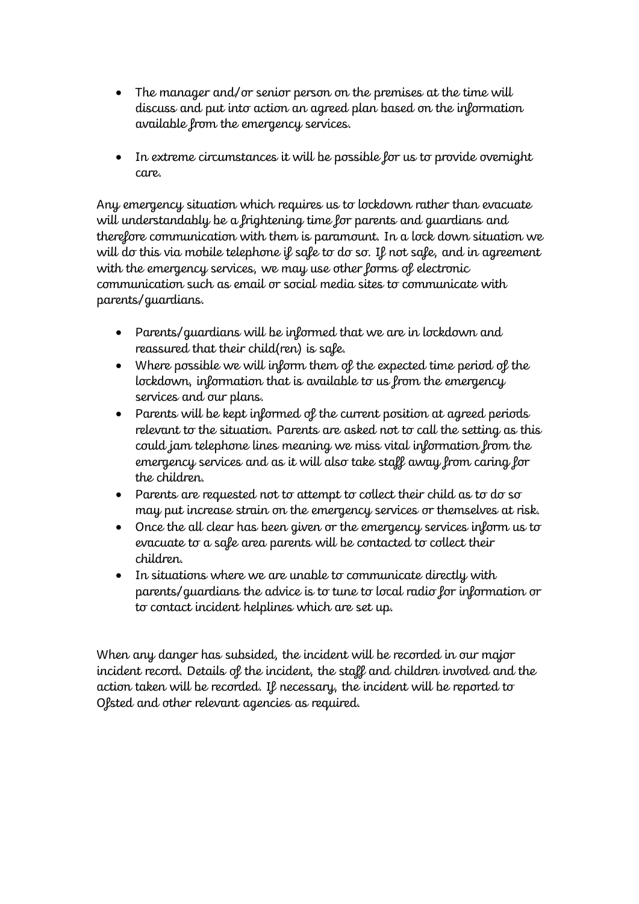- The manager and/or senior person on the premises at the time will discuss and put into action an agreed plan based on the information available from the emergency services.

- In extreme circumstances it will be possible for us to provide overnight care.

Any emergency situation which requires us to lockdown rather than evacuate will understandably be a frightening time for parents and guardians and therefore communication with them is paramount. In a lock down situation we will do this via mobile telephone if safe to do so. If not safe, and in agreement with the emergency services, we may use other forms of electronic communication such as email or social media sites to communicate with parents/guardians.

- Parents/guardians will be informed that we are in lockdown and reassured that their child(ren) is safe.
- Where possible we will inform them of the expected time period of the lockdown, information that is available to us from the emergency services and our plans.
- Parents will be kept informed of the current position at agreed periods relevant to the situation. Parents are asked not to call the setting as this could jam telephone lines meaning we miss vital information from the emergency services and as it will also take staff away from caring for the children.
- Parents are requested not to attempt to collect their child as to do so may put increase strain on the emergency services or themselves at risk.
- Once the all clear has been given or the emergency services inform us to evacuate to a safe area parents will be contacted to collect their children.
- In situations where we are unable to communicate directly with parents/guardians the advice is to tune to local radio for information or to contact incident helplines which are set up.

When any danger has subsided, the incident will be recorded in our major incident record. Details of the incident, the staff and children involved and the action taken will be recorded. If necessary, the incident will be reported to Ofsted and other relevant agencies as required.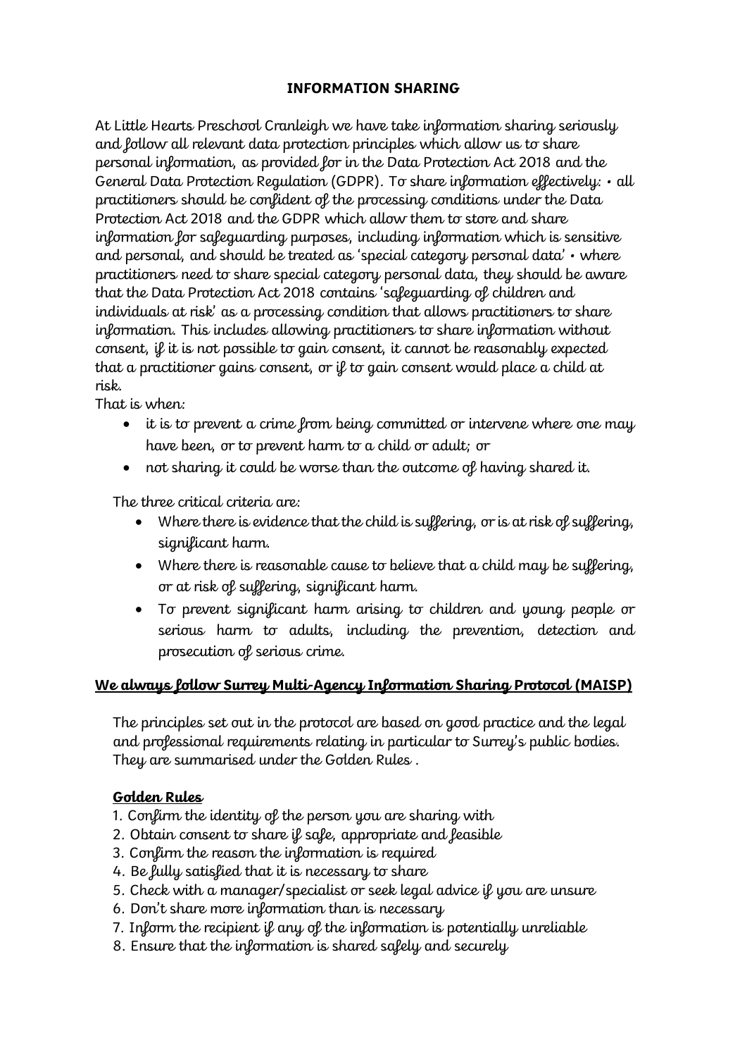## INFORMATION SHARING

At Little Hearts Preschool Cranleigh we have take information sharing seriously and follow all relevant data protection principles which allow us to share personal information, as provided for in the Data Protection Act 2018 and the General Data Protection Regulation (GDPR). To share information effectively: • all practitioners should be confident of the processing conditions under the Data Protection Act 2018 and the GDPR which allow them to store and share information for safeguarding purposes, including information which is sensitive and personal, and should be treated as 'special category personal data' • where practitioners need to share special category personal data, they should be aware that the Data Protection Act 2018 contains 'safeguarding of children and individuals at risk' as a processing condition that allows practitioners to share information. This includes allowing practitioners to share information without consent, if it is not possible to gain consent, it cannot be reasonably expected that a practitioner gains consent, or if to gain consent would place a child at risk.

That is when:

- it is to prevent a crime from being committed or intervene where one may have been, or to prevent harm to a child or adult; or
- not sharing it could be worse than the outcome of having shared it.

The three critical criteria are:

- Where there is evidence that the child is suffering, or is at risk of suffering, significant harm.
- Where there is reasonable cause to believe that a child may be suffering, or at risk of suffering, significant harm.
- To prevent significant harm arising to children and young people or serious harm to adults, including the prevention, detection and prosecution of serious crime.

**We always follow Surrey Multi-Agency Information Sharing Protocol (MAISP)**

The principles set out in the protocol are based on good practice and the legal and professional requirements relating in particular to Surrey's public bodies. They are summarised under the Golden Rules .

**Golden Rules**

1. Confirm the identity of the person you are sharing with
2. Obtain consent to share if safe, appropriate and feasible
3. Confirm the reason the information is required
4. Be fully satisfied that it is necessary to share
5. Check with a manager/specialist or seek legal advice if you are unsure
6. Don't share more information than is necessary
7. Inform the recipient if any of the information is potentially unreliable
8. Ensure that the information is shared safely and securely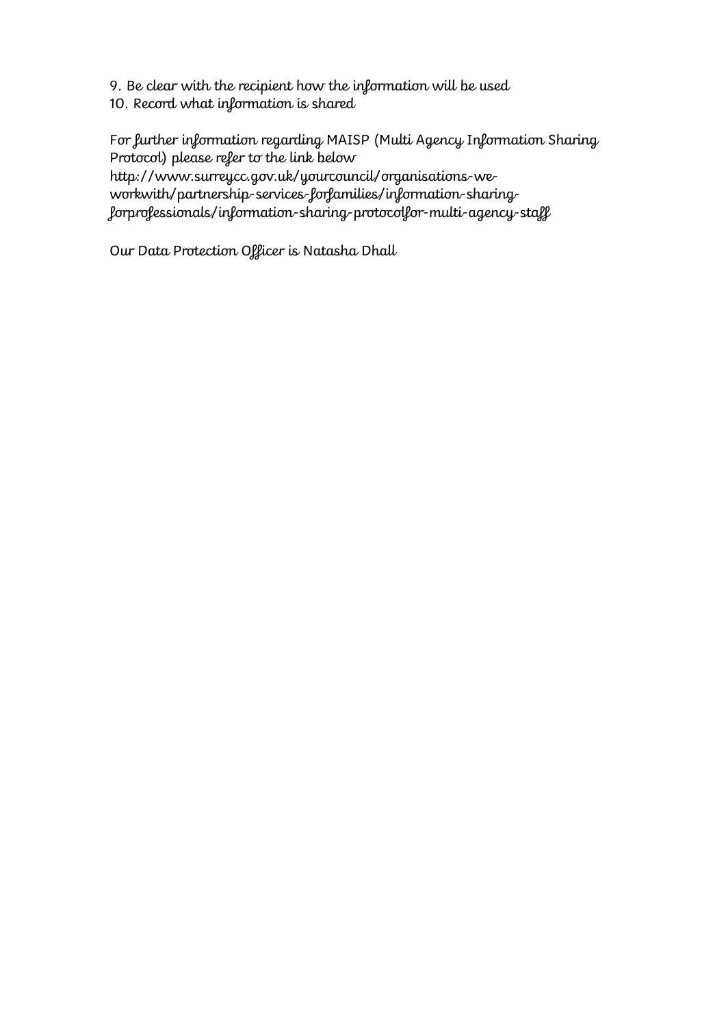9. Be clear with the recipient how the information will be used
10. Record what information is shared

For further information regarding MAISP (Multi Agency Information Sharing Protocol) please refer to the link below
http://www.surreycc.gov.uk/yourcouncil/organisations-we-workwith/partnership-services-forfamilies/information-sharing-forprofessionals/information-sharing-protocolfor-multi-agency-staff

Our Data Protection Officer is Natasha Dhall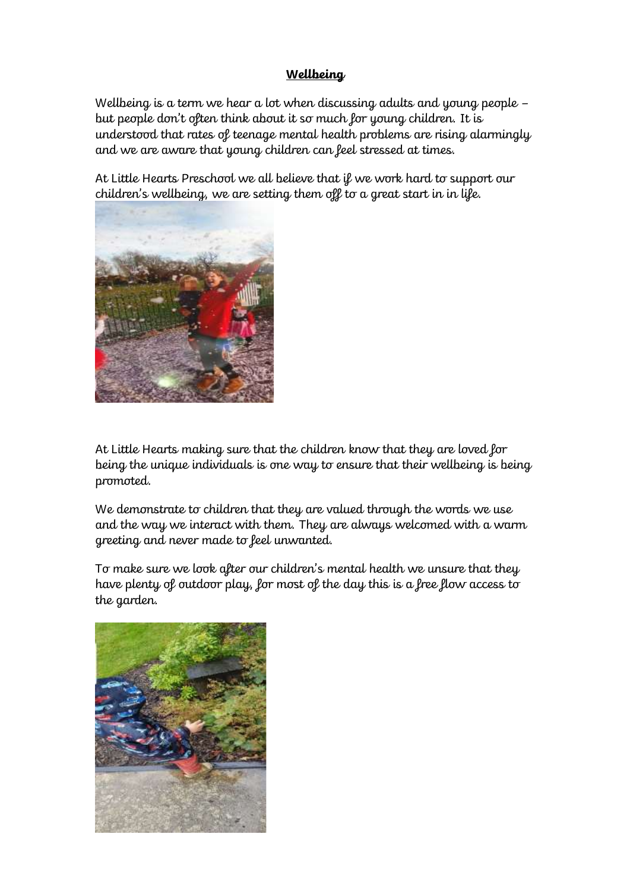# Wellbeing

Wellbeing is a term we hear a lot when discussing adults and young people – but people don't often think about it so much for young children. It is understood that rates of teenage mental health problems are rising alarmingly and we are aware that young children can feel stressed at times.

At Little Hearts Preschool we all believe that if we work hard to support our children's wellbeing, we are setting them off to a great start in in life.

At Little Hearts making sure that the children know that they are loved for being the unique individuals is one way to ensure that their wellbeing is being promoted.

We demonstrate to children that they are valued through the words we use and the way we interact with them. They are always welcomed with a warm greeting and never made to feel unwanted.

To make sure we look after our children's mental health we unsure that they have plenty of outdoor play, for most of the day this is a free flow access to the garden.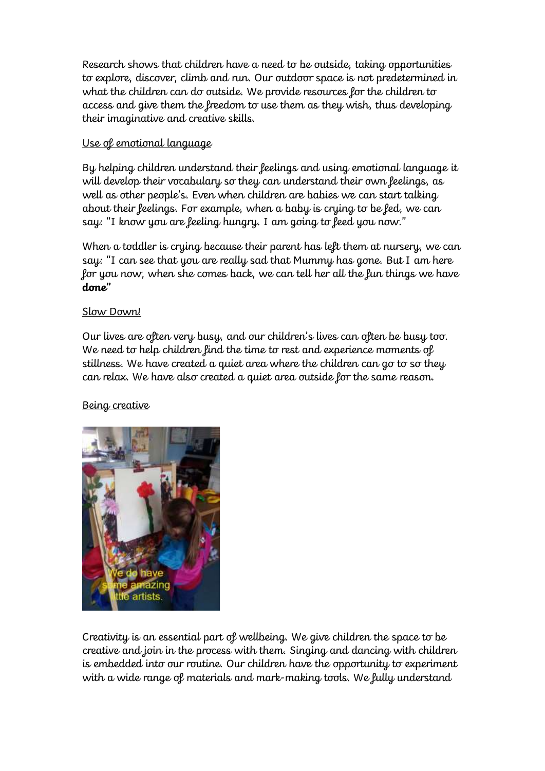Research shows that children have a need to be outside, taking opportunities to explore, discover, climb and run. Our outdoor space is not predetermined in what the children can do outside. We provide resources for the children to access and give them the freedom to use them as they wish, thus developing their imaginative and creative skills.

<u>Use of emotional language</u>

By helping children understand their feelings and using emotional language it will develop their vocabulary so they can understand their own feelings, as well as other people's. Even when children are babies we can start talking about their feelings. For example, when a baby is crying to be fed, we can say: "I know you are feeling hungry. I am going to feed you now."

When a toddler is crying because their parent has left them at nursery, we can say: "I can see that you are really sad that Mummy has gone. But I am here for you now, when she comes back, we can tell her all the fun things we have **done"**

<u>Slow Down!</u>

Our lives are often very busy, and our children's lives can often be busy too. We need to help children find the time to rest and experience moments of stillness. We have created a quiet area where the children can go to so they can relax. We have also created a quiet area outside for the same reason.

<u>Being creative</u>

We do have some amazing little artists.

Creativity is an essential part of wellbeing. We give children the space to be creative and join in the process with them. Singing and dancing with children is embedded into our routine. Our children have the opportunity to experiment with a wide range of materials and mark-making tools. We fully understand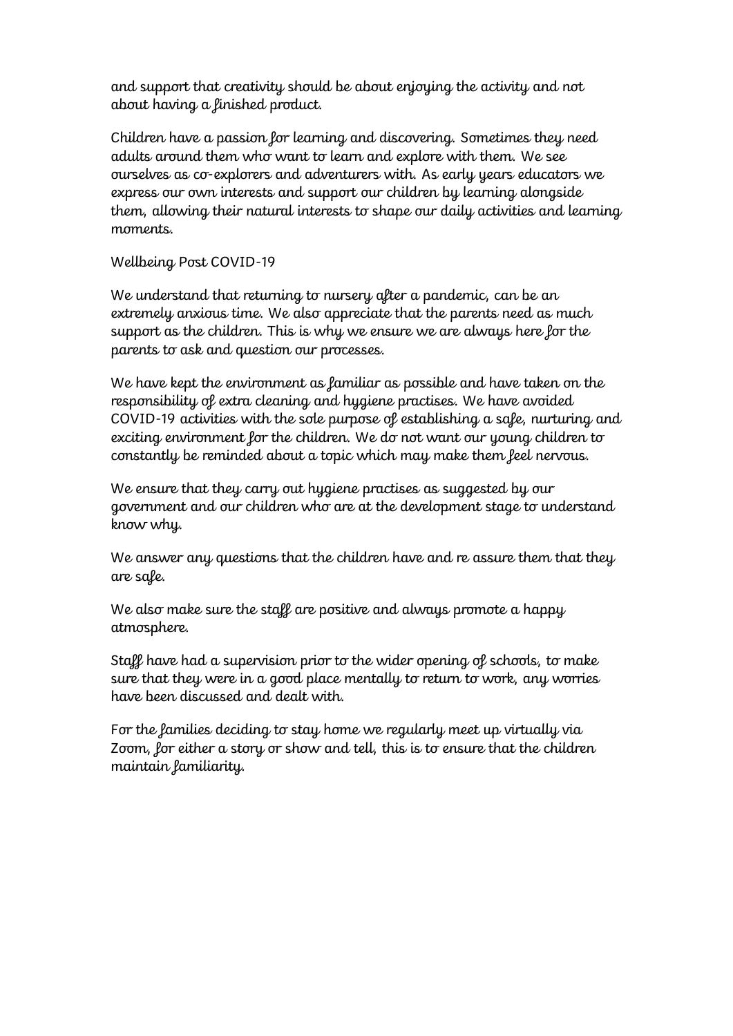and support that creativity should be about enjoying the activity and not about having a finished product.

Children have a passion for learning and discovering. Sometimes they need adults around them who want to learn and explore with them. We see ourselves as co-explorers and adventurers with. As early years educators we express our own interests and support our children by learning alongside them, allowing their natural interests to shape our daily activities and learning moments.

Wellbeing Post COVID-19

We understand that returning to nursery after a pandemic, can be an extremely anxious time. We also appreciate that the parents need as much support as the children. This is why we ensure we are always here for the parents to ask and question our processes.

We have kept the environment as familiar as possible and have taken on the responsibility of extra cleaning and hygiene practises. We have avoided COVID-19 activities with the sole purpose of establishing a safe, nurturing and exciting environment for the children. We do not want our young children to constantly be reminded about a topic which may make them feel nervous.

We ensure that they carry out hygiene practises as suggested by our government and our children who are at the development stage to understand know why.

We answer any questions that the children have and re assure them that they are safe.

We also make sure the staff are positive and always promote a happy atmosphere.

Staff have had a supervision prior to the wider opening of schools, to make sure that they were in a good place mentally to return to work, any worries have been discussed and dealt with.

For the families deciding to stay home we regularly meet up virtually via Zoom, for either a story or show and tell, this is to ensure that the children maintain familiarity.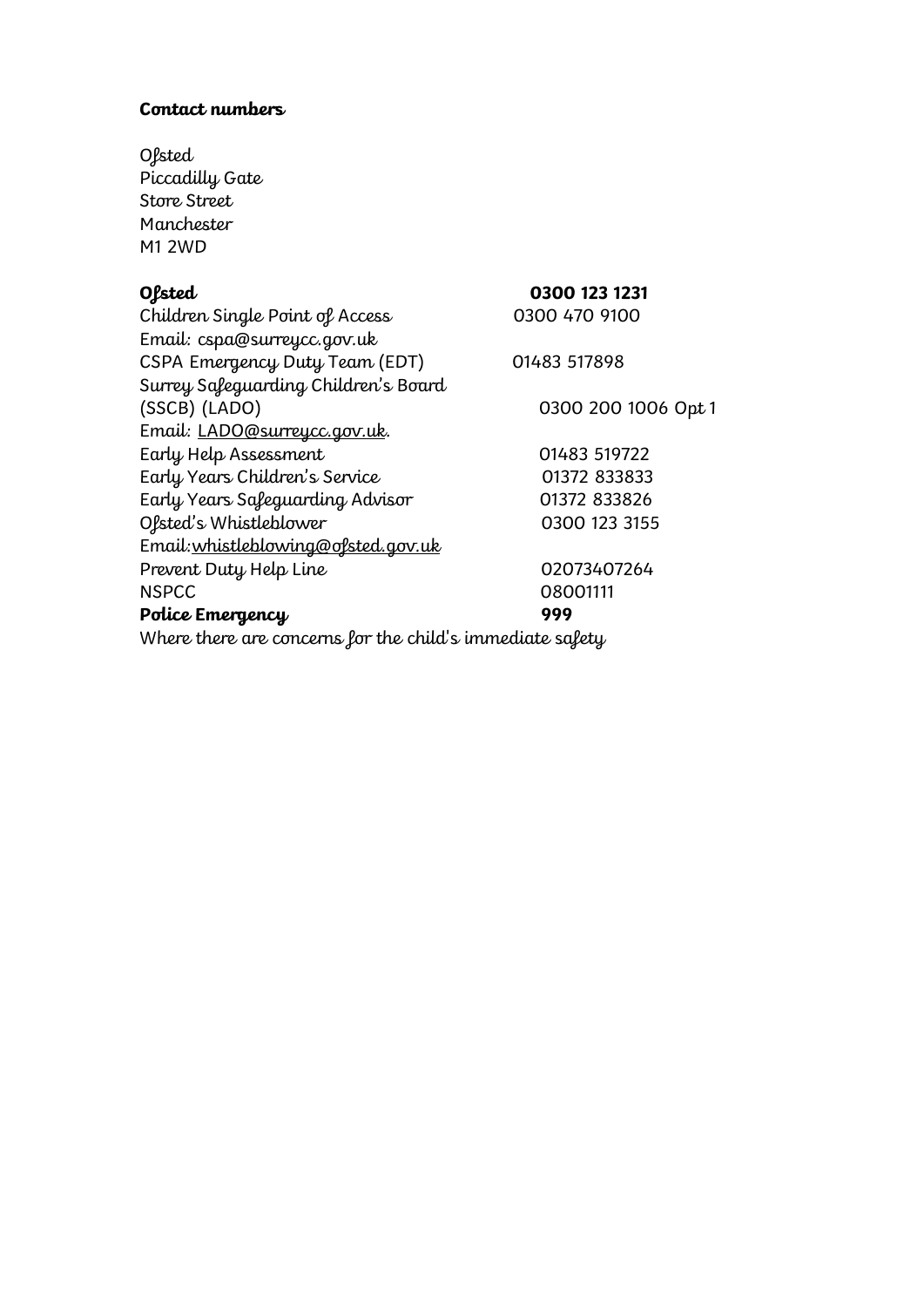**Contact numbers**

Ofsted
Piccadilly Gate
Store Street
Manchester
M1 2WD

| | |
|---|---|
| **Ofsted** | **0300 123 1231** |
| Children Single Point of Access | 0300 470 9100 |
| Email: cspa@surreycc.gov.uk | |
| CSPA Emergency Duty Team (EDT) | 01483 517898 |
| Surrey Safeguarding Children's Board (SSCB) (LADO) | 0300 200 1006 Opt 1 |
| Email: LADO@surreycc.gov.uk. | |
| Early Help Assessment | 01483 519722 |
| Early Years Children's Service | 01372 833833 |
| Early Years Safeguarding Advisor | 01372 833826 |
| Ofsted's Whistleblower | 0300 123 3155 |
| Email:whistleblowing@ofsted.gov.uk | |
| Prevent Duty Help Line | 02073407264 |
| NSPCC | 08001111 |
| **Police Emergency** | **999** |

Where there are concerns for the child's immediate safety